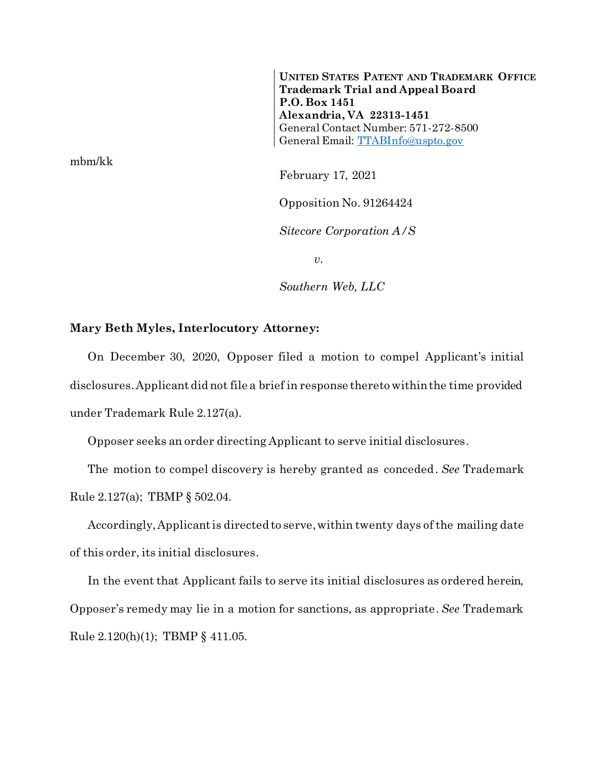**UNITED STATES PATENT AND TRADEMARK OFFICE**
**Trademark Trial and Appeal Board**
**P.O. Box 1451**
**Alexandria, VA 22313-1451**
General Contact Number: 571-272-8500
General Email: TTABInfo@uspto.gov

mbm/kk

February 17, 2021

Opposition No. 91264424

*Sitecore Corporation A/S*

*v.*

*Southern Web, LLC*

**Mary Beth Myles, Interlocutory Attorney:**

On December 30, 2020, Opposer filed a motion to compel Applicant's initial disclosures. Applicant did not file a brief in response thereto within the time provided under Trademark Rule 2.127(a).

Opposer seeks an order directing Applicant to serve initial disclosures.

The motion to compel discovery is hereby granted as conceded. *See* Trademark Rule 2.127(a); TBMP § 502.04.

Accordingly, Applicant is directed to serve, within twenty days of the mailing date of this order, its initial disclosures.

In the event that Applicant fails to serve its initial disclosures as ordered herein, Opposer's remedy may lie in a motion for sanctions, as appropriate. *See* Trademark Rule 2.120(h)(1); TBMP § 411.05.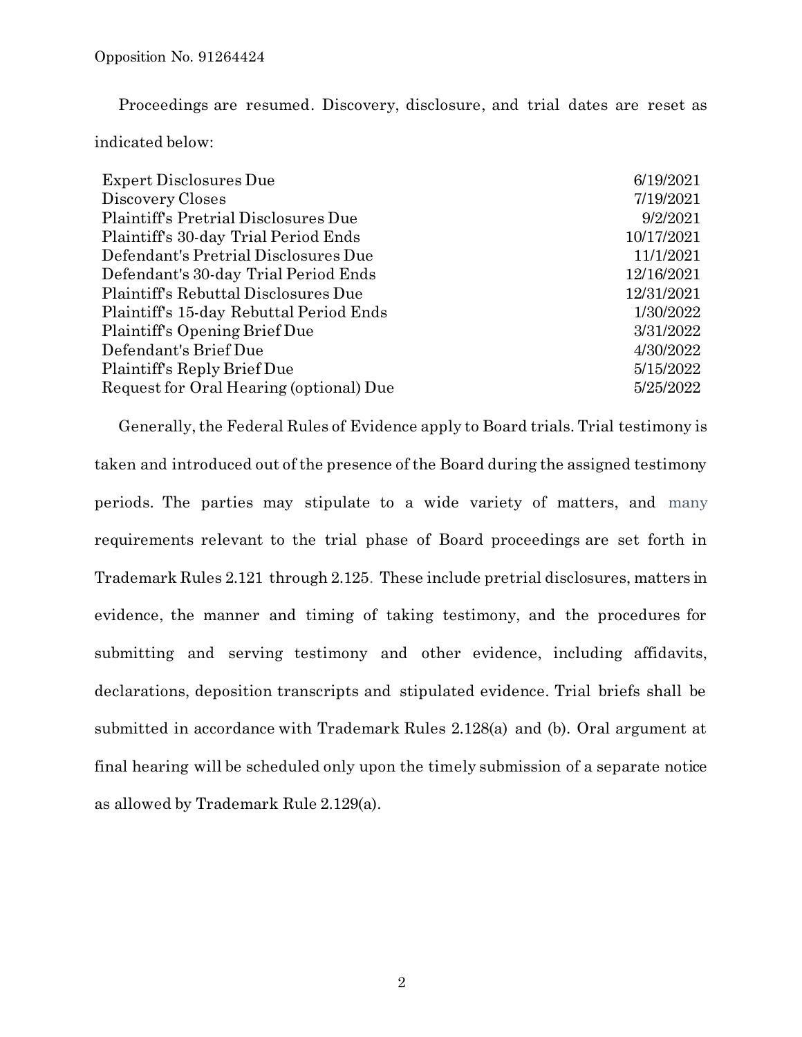Proceedings are resumed. Discovery, disclosure, and trial dates are reset as indicated below:

| | |
|---|---|
| Expert Disclosures Due | 6/19/2021 |
| Discovery Closes | 7/19/2021 |
| Plaintiff's Pretrial Disclosures Due | 9/2/2021 |
| Plaintiff's 30-day Trial Period Ends | 10/17/2021 |
| Defendant's Pretrial Disclosures Due | 11/1/2021 |
| Defendant's 30-day Trial Period Ends | 12/16/2021 |
| Plaintiff's Rebuttal Disclosures Due | 12/31/2021 |
| Plaintiff's 15-day Rebuttal Period Ends | 1/30/2022 |
| Plaintiff's Opening Brief Due | 3/31/2022 |
| Defendant's Brief Due | 4/30/2022 |
| Plaintiff's Reply Brief Due | 5/15/2022 |
| Request for Oral Hearing (optional) Due | 5/25/2022 |

Generally, the Federal Rules of Evidence apply to Board trials. Trial testimony is taken and introduced out of the presence of the Board during the assigned testimony periods. The parties may stipulate to a wide variety of matters, and many requirements relevant to the trial phase of Board proceedings are set forth in Trademark Rules 2.121 through 2.125. These include pretrial disclosures, matters in evidence, the manner and timing of taking testimony, and the procedures for submitting and serving testimony and other evidence, including affidavits, declarations, deposition transcripts and stipulated evidence. Trial briefs shall be submitted in accordance with Trademark Rules 2.128(a) and (b). Oral argument at final hearing will be scheduled only upon the timely submission of a separate notice as allowed by Trademark Rule 2.129(a).